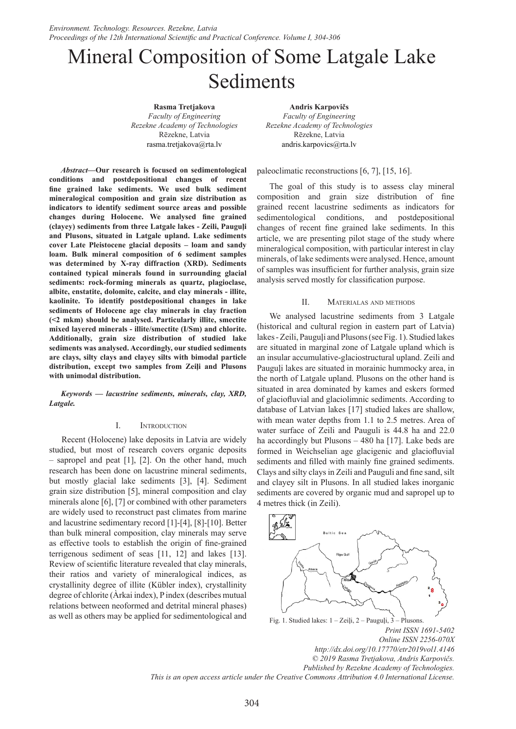# Mineral Composition of Some Latgale Lake Sediments

**Rasma Tretjakova**
*Faculty of Engineering*
*Rezekne Academy of Technologies*
Rēzekne, Latvia
rasma.tretjakova@rta.lv

**Andris Karpovičs**
*Faculty of Engineering*
*Rezekne Academy of Technologies*
Rēzekne, Latvia
andris.karpovics@rta.lv

***Abstract*—Our research is focused on sedimentological conditions and postdepositional changes of recent fine grained lake sediments. We used bulk sediment mineralogical composition and grain size distribution as indicators to identify sediment source areas and possible changes during Holocene. We analysed fine grained (clayey) sediments from three Latgale lakes - Zeili, Pauguļi and Plusons, situated in Latgale upland. Lake sediments cover Late Pleistocene glacial deposits – loam and sandy loam. Bulk mineral composition of 6 sediment samples was determined by X-ray diffraction (XRD). Sediments contained typical minerals found in surrounding glacial sediments: rock-forming minerals as quartz, plagioclase, albite, enstatite, dolomite, calcite, and clay minerals - illite, kaolinite. To identify postdepositional changes in lake sediments of Holocene age clay minerals in clay fraction (<2 mkm) should be analysed. Particularly illite, smectite mixed layered minerals - illite/smectite (I/Sm) and chlorite. Additionally, grain size distribution of studied lake sediments was analysed. Accordingly, our studied sediments are clays, silty clays and clayey silts with bimodal particle distribution, except two samples from Zeiļi and Plusons with unimodal distribution.**

***Keywords — lacustrine sediments, minerals, clay, XRD, Latgale.***

## I. Introduction

Recent (Holocene) lake deposits in Latvia are widely studied, but most of research covers organic deposits – sapropel and peat [1], [2]. On the other hand, much research has been done on lacustrine mineral sediments, but mostly glacial lake sediments [3], [4]. Sediment grain size distribution [5], mineral composition and clay minerals alone [6], [7] or combined with other parameters are widely used to reconstruct past climates from marine and lacustrine sedimentary record [1]-[4], [8]-[10]. Better than bulk mineral composition, clay minerals may serve as effective tools to establish the origin of fine-grained terrigenous sediment of seas [11, 12] and lakes [13]. Review of scientific literature revealed that clay minerals, their ratios and variety of mineralogical indices, as crystallinity degree of illite (Kübler index), crystallinity degree of chlorite (Àrkai index), P index (describes mutual relations between neoformed and detrital mineral phases) as well as others may be applied for sedimentological and paleoclimatic reconstructions [6, 7], [15, 16].

The goal of this study is to assess clay mineral composition and grain size distribution of fine grained recent lacustrine sediments as indicators for sedimentological conditions, and postdepositional changes of recent fine grained lake sediments. In this article, we are presenting pilot stage of the study where mineralogical composition, with particular interest in clay minerals, of lake sediments were analysed. Hence, amount of samples was insufficient for further analysis, grain size analysis served mostly for classification purpose.

## II. Materialas and methods

We analysed lacustrine sediments from 3 Latgale (historical and cultural region in eastern part of Latvia) lakes - Zeili, Pauguļi and Plusons (see Fig. 1). Studied lakes are situated in marginal zone of Latgale upland which is an insular accumulative-glaciostructural upland. Zeili and Pauguļi lakes are situated in morainic hummocky area, in the north of Latgale upland. Plusons on the other hand is situated in area dominated by kames and eskers formed of glaciofluvial and glaciolimnic sediments. According to database of Latvian lakes [17] studied lakes are shallow, with mean water depths from 1.1 to 2.5 metres. Area of water surface of Zeili and Pauguli is 44.8 ha and 22.0 ha accordingly but Plusons – 480 ha [17]. Lake beds are formed in Weichselian age glacigenic and glaciofluvial sediments and filled with mainly fine grained sediments. Clays and silty clays in Zeili and Pauguli and fine sand, silt and clayey silt in Plusons. In all studied lakes inorganic sediments are covered by organic mud and sapropel up to 4 metres thick (in Zeili).

Fig. 1. Studied lakes: 1 – Zeiļi, 2 – Pauguļi, 3 – Plusons.

*Print ISSN 1691-5402*
*Online ISSN 2256-070X*
*http://dx.doi.org/10.17770/etr2019vol1.4146*
*© 2019 Rasma Tretjakova, Andris Karpovičs.*
*Published by Rezekne Academy of Technologies.*
*This is an open access article under the Creative Commons Attribution 4.0 International License.*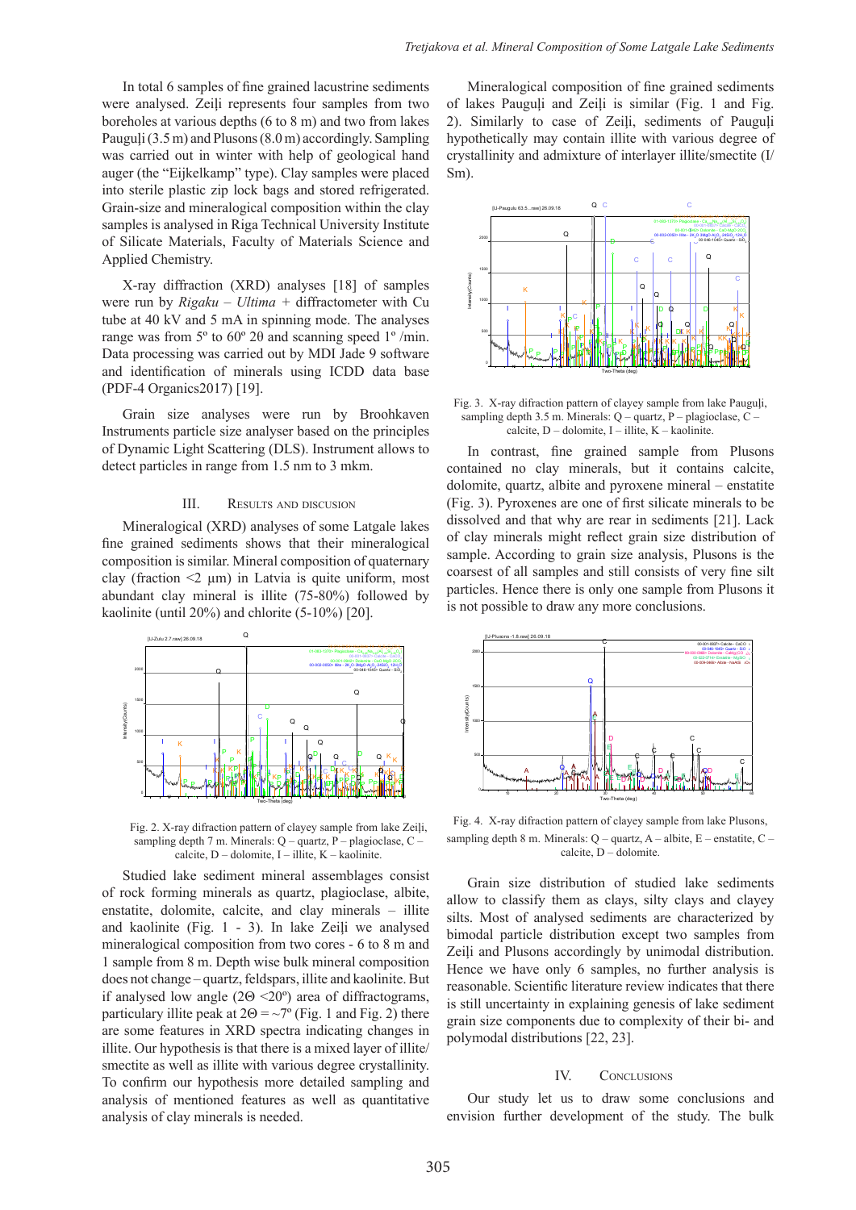In total 6 samples of fine grained lacustrine sediments were analysed. Zeiļi represents four samples from two boreholes at various depths (6 to 8 m) and two from lakes Pauguļi (3.5 m) and Plusons (8.0 m) accordingly. Sampling was carried out in winter with help of geological hand auger (the "Eijkelkamp" type). Clay samples were placed into sterile plastic zip lock bags and stored refrigerated. Grain-size and mineralogical composition within the clay samples is analysed in Riga Technical University Institute of Silicate Materials, Faculty of Materials Science and Applied Chemistry.

X-ray diffraction (XRD) analyses [18] of samples were run by *Rigaku – Ultima* + diffractometer with Cu tube at 40 kV and 5 mA in spinning mode. The analyses range was from 5º to 60º 2θ and scanning speed 1º /min. Data processing was carried out by MDI Jade 9 software and identification of minerals using ICDD data base (PDF-4 Organics2017) [19].

Grain size analyses were run by Broohkaven Instruments particle size analyser based on the principles of Dynamic Light Scattering (DLS). Instrument allows to detect particles in range from 1.5 nm to 3 mkm.

## III. Results and discusion

Mineralogical (XRD) analyses of some Latgale lakes fine grained sediments shows that their mineralogical composition is similar. Mineral composition of quaternary clay (fraction <2 µm) in Latvia is quite uniform, most abundant clay mineral is illite (75-80%) followed by kaolinite (until 20%) and chlorite (5-10%) [20].

Fig. 2. X-ray diffraction pattern of clayey sample from lake Zeiļi, sampling depth 7 m. Minerals: Q – quartz, P – plagioclase, C – calcite, D – dolomite, I – illite, K – kaolinite.

Studied lake sediment mineral assemblages consist of rock forming minerals as quartz, plagioclase, albite, enstatite, dolomite, calcite, and clay minerals – illite and kaolinite (Fig. 1 - 3). In lake Zeiļi we analysed mineralogical composition from two cores - 6 to 8 m and 1 sample from 8 m. Depth wise bulk mineral composition does not change – quartz, feldspars, illite and kaolinite. But if analysed low angle (2Θ <20º) area of diffractograms, particulary illite peak at 2Θ = ~7º (Fig. 1 and Fig. 2) there are some features in XRD spectra indicating changes in illite. Our hypothesis is that there is a mixed layer of illite/smectite as well as illite with various degree crystallinity. To confirm our hypothesis more detailed sampling and analysis of mentioned features as well as quantitative analysis of clay minerals is needed.

Mineralogical composition of fine grained sediments of lakes Pauguļi and Zeiļi is similar (Fig. 1 and Fig. 2). Similarly to case of Zeiļi, sediments of Pauguļi hypothetically may contain illite with various degree of crystallinity and admixture of interlayer illite/smectite (I/Sm).

Fig. 3. X-ray diffraction pattern of clayey sample from lake Pauguļi, sampling depth 3.5 m. Minerals: Q – quartz, P – plagioclase, C – calcite, D – dolomite, I – illite, K – kaolinite.

In contrast, fine grained sample from Plusons contained no clay minerals, but it contains calcite, dolomite, quartz, albite and pyroxene mineral – enstatite (Fig. 3). Pyroxenes are one of first silicate minerals to be dissolved and that why are rear in sediments [21]. Lack of clay minerals might reflect grain size distribution of sample. According to grain size analysis, Plusons is the coarsest of all samples and still consists of very fine silt particles. Hence there is only one sample from Plusons it is not possible to draw any more conclusions.

Fig. 4. X-ray diffraction pattern of clayey sample from lake Plusons, sampling depth 8 m. Minerals: Q – quartz, A – albite, E – enstatite, C – calcite, D – dolomite.

Grain size distribution of studied lake sediments allow to classify them as clays, silty clays and clayey silts. Most of analysed sediments are characterized by bimodal particle distribution except two samples from Zeiļi and Plusons accordingly by unimodal distribution. Hence we have only 6 samples, no further analysis is reasonable. Scientific literature review indicates that there is still uncertainty in explaining genesis of lake sediment grain size components due to complexity of their bi- and polymodal distributions [22, 23].

## IV. Conclusions

Our study let us to draw some conclusions and envision further development of the study. The bulk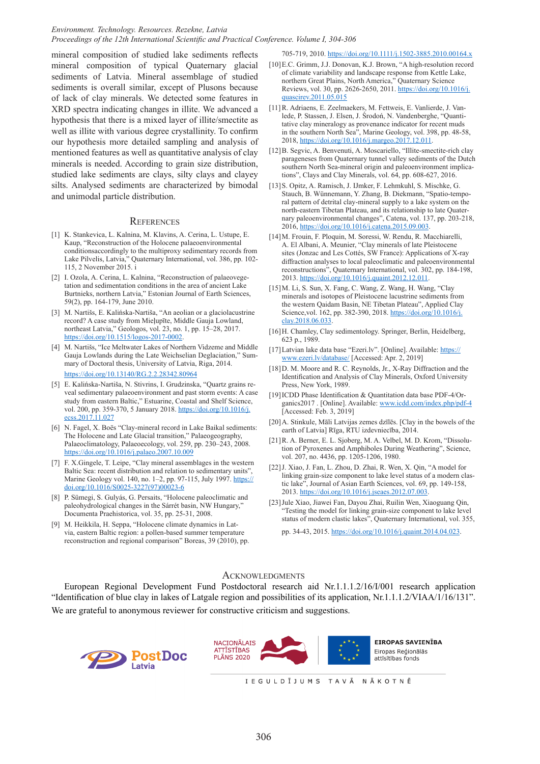mineral composition of studied lake sediments reflects mineral composition of typical Quaternary glacial sediments of Latvia. Mineral assemblage of studied sediments is overall similar, except of Plusons because of lack of clay minerals. We detected some features in XRD spectra indicating changes in illite. We advanced a hypothesis that there is a mixed layer of illite/smectite as well as illite with various degree crystallinity. To confirm our hypothesis more detailed sampling and analysis of mentioned features as well as quantitative analysis of clay minerals is needed. According to grain size distribution, studied lake sediments are clays, silty clays and clayey silts. Analysed sediments are characterized by bimodal and unimodal particle distribution.

## References

[1] K. Stankevica, L. Kalnina, M. Klavins, A. Cerina, L. Ustupe, E. Kaup, "Reconstruction of the Holocene palaeoenvironmental conditionsaccordingly to the multiproxy sedimentary records from Lake Pilvelis, Latvia," Quaternary International, vol. 386, pp. 102-115, 2 November 2015. i

[2] I. Ozola, A. Cerina, L. Kalnina, "Reconstruction of palaeovegetation and sedimentation conditions in the area of ancient Lake Burtnieks, northern Latvia," Estonian Journal of Earth Sciences, 59(2), pp. 164-179, June 2010.

[3] M. Nartišs, E. Kalińska-Nartiša, "An aeolian or a glaciolacustrine record? A case study from Mieļupīte, Middle Gauja Lowland, northeast Latvia," Geologos, vol. 23, no. 1, pp. 15–28, 2017. https://doi.org/10.1515/logos-2017-0002.

[4] M. Nartišs, "Ice Meltwater Lakes of Northern Vidzeme and Middle Gauja Lowlands during the Late Weichselian Deglaciation," Summary of Doctoral thesis, University of Latvia, Riga, 2014. https://doi.org/10.13140/RG.2.2.28342.80964

[5] E. Kalińska-Nartiša, N. Stivrins, I. Grudzinska, "Quartz grains reveal sedimentary palaeoenvironment and past storm events: A case study from eastern Baltic," Estuarine, Coastal and Shelf Science, vol. 200, pp. 359-370, 5 January 2018. https://doi.org/10.1016/j.ecss.2017.11.027

[6] N. Fagel, X. Boës "Clay-mineral record in Lake Baikal sediments: The Holocene and Late Glacial transition," Palaeogeography, Palaeoclimatology, Palaeoecology, vol. 259, pp. 230–243, 2008. https://doi.org/10.1016/j.palaeo.2007.10.009

[7] F. X.Gingele, T. Leipe, "Clay mineral assemblages in the western Baltic Sea: recent distribution and relation to sedimentary units", Marine Geology vol. 140, no. 1–2, pp. 97-115, July 1997. https://doi.org/10.1016/S0025-3227(97)00023-6

[8] P. Sümegi, S. Gulyás, G. Persaits, "Holocene paleoclimatic and paleohydrological changes in the Sárrét basin, NW Hungary," Documenta Praehistorica, vol. 35, pp. 25-31, 2008.

[9] M. Heikkila, H. Seppa, "Holocene climate dynamics in Latvia, eastern Baltic region: a pollen-based summer temperature reconstruction and regional comparison" Boreas, 39 (2010), pp. 705-719, 2010. https://doi.org/10.1111/j.1502-3885.2010.00164.x

[10] E.C. Grimm, J.J. Donovan, K.J. Brown, "A high-resolution record of climate variability and landscape response from Kettle Lake, northern Great Plains, North America," Quaternary Science Reviews, vol. 30, pp. 2626-2650, 2011. https://doi.org/10.1016/j.quascirev.2011.05.015

[11] R. Adriaens, E. Zeelmaekers, M. Fettweis, E. Vanlierde, J. Vanlede, P. Stassen, J. Elsen, J. Środoń, N. Vandenberghe, "Quantitative clay mineralogy as provenance indicator for recent muds in the southern North Sea", Marine Geology, vol. 398, pp. 48-58, 2018, https://doi.org/10.1016/j.margeo.2017.12.011.

[12] B. Segvic, A. Benvenuti, A. Moscariello, "Illite-smectite-rich clay parageneses from Quaternary tunnel valley sediments of the Dutch southern North Sea-mineral origin and paleoenvironment implications", Clays and Clay Minerals, vol. 64, pp. 608-627, 2016.

[13] S. Opitz, A. Ramisch, J. IJmker, F. Lehmkuhl, S. Mischke, G. Stauch, B. Wünnemann, Y. Zhang, B. Diekmann, "Spatio-temporal pattern of detrital clay-mineral supply to a lake system on the north-eastern Tibetan Plateau, and its relationship to late Quaternary paleoenvironmental changes", Catena, vol. 137, pp. 203-218, 2016, https://doi.org/10.1016/j.catena.2015.09.003.

[14] M. Frouin, F. Ploquin, M. Soressi, W. Rendu, R. Macchiarelli, A. El Albani, A. Meunier, "Clay minerals of late Pleistocene sites (Jonzac and Les Cottés, SW France): Applications of X-ray diffraction analyses to local paleoclimatic and paleoenvironmental reconstructions", Quaternary International, vol. 302, pp. 184-198, 2013. https://doi.org/10.1016/j.quaint.2012.12.011.

[15] M. Li, S. Sun, X. Fang, C. Wang, Z. Wang, H. Wang, "Clay minerals and isotopes of Pleistocene lacustrine sediments from the western Qaidam Basin, NE Tibetan Plateau", Applied Clay Science,vol. 162, pp. 382-390, 2018. https://doi.org/10.1016/j.clay.2018.06.033.

[16] H. Chamley, Clay sedimentology. Springer, Berlin, Heidelberg, 623 p., 1989.

[17] Latvian lake data base "Ezeri.lv". [Online]. Available: https://www.ezeri.lv/database/ [Accessed: Apr. 2, 2019]

[18] D. M. Moore and R. C. Reynolds, Jr., X-Ray Diffraction and the Identification and Analysis of Clay Minerals, Oxford University Press, New York, 1989.

[19] ICDD Phase Identification & Quantitation data base PDF-4/Organics2017 . [Online]. Available: www.icdd.com/index.php/pdf-4 [Accessed: Feb. 3, 2019]

[20] A. Stinkule, Māli Latvijas zemes dzīlēs. [Clay in the bowels of the earth of Latvia] Rīga, RTU izdevniecība, 2014.

[21] R. A. Berner, E. L. Sjoberg, M. A. Velbel, M. D. Krom, "Dissolution of Pyroxenes and Amphiboles During Weathering", Science, vol. 207, no. 4436, pp. 1205-1206, 1980.

[22] J. Xiao, J. Fan, L. Zhou, D. Zhai, R. Wen, X. Qin, "A model for linking grain-size component to lake level status of a modern clastic lake", Journal of Asian Earth Sciences, vol. 69, pp. 149-158, 2013. https://doi.org/10.1016/j.jseaes.2012.07.003.

[23] Jule Xiao, Jiawei Fan, Dayou Zhai, Ruilin Wen, Xiaoguang Qin, "Testing the model for linking grain-size component to lake level status of modern clastic lakes", Quaternary International, vol. 355, pp. 34-43, 2015. https://doi.org/10.1016/j.quaint.2014.04.023.

## Acknowledgments

European Regional Development Fund Postdoctoral research aid Nr.1.1.1.2/16/I/001 research application "Identification of blue clay in lakes of Latgale region and possibilities of its application, Nr.1.1.1.2/VIAA/1/16/131".

We are grateful to anonymous reviewer for constructive criticism and suggestions.

PostDoc Latvia

NACIONĀLAIS ATTĪSTĪBAS PLĀNS 2020

EIROPAS SAVIENĪBA
Eiropas Reģionālās attīstības fonds

IEGULDĪJUMS TAVĀ NĀKOTNĒ